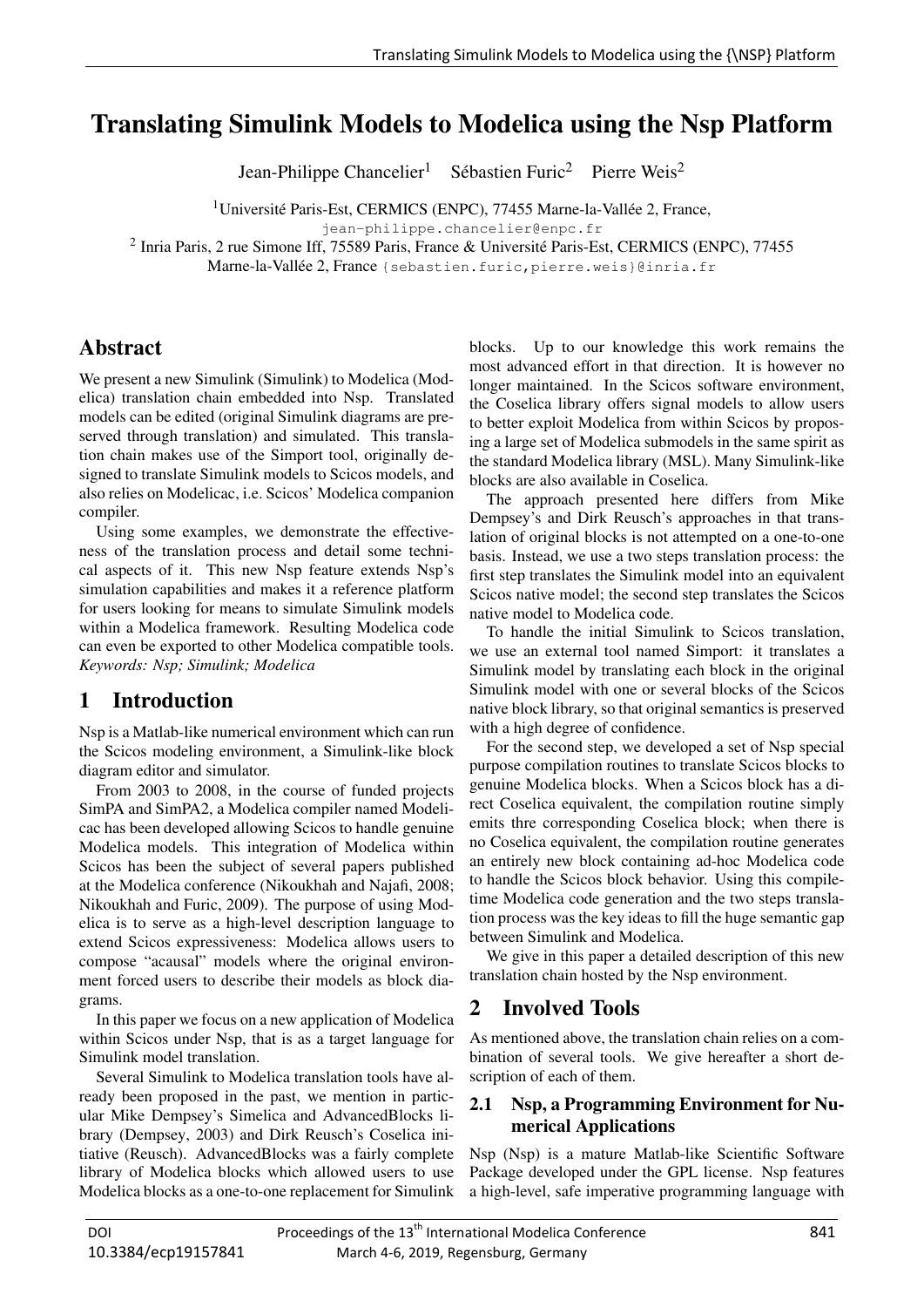# Translating Simulink Models to Modelica using the Nsp Platform

Jean-Philippe Chancelier[1] Sébastien Furic[2] Pierre Weis[2]

[1]Université Paris-Est, CERMICS (ENPC), 77455 Marne-la-Vallée 2, France,
jean-philippe.chancelier@enpc.fr

[2] Inria Paris, 2 rue Simone Iff, 75589 Paris, France & Université Paris-Est, CERMICS (ENPC), 77455 Marne-la-Vallée 2, France {sebastien.furic,pierre.weis}@inria.fr

## Abstract

We present a new Simulink (Simulink) to Modelica (Modelica) translation chain embedded into Nsp. Translated models can be edited (original Simulink diagrams are preserved through translation) and simulated. This translation chain makes use of the Simport tool, originally designed to translate Simulink models to Scicos models, and also relies on Modelicac, i.e. Scicos' Modelica companion compiler.

Using some examples, we demonstrate the effectiveness of the translation process and detail some technical aspects of it. This new Nsp feature extends Nsp's simulation capabilities and makes it a reference platform for users looking for means to simulate Simulink models within a Modelica framework. Resulting Modelica code can even be exported to other Modelica compatible tools.

*Keywords: Nsp; Simulink; Modelica*

## 1 Introduction

Nsp is a Matlab-like numerical environment which can run the Scicos modeling environment, a Simulink-like block diagram editor and simulator.

From 2003 to 2008, in the course of funded projects SimPA and SimPA2, a Modelica compiler named Modelicac has been developed allowing Scicos to handle genuine Modelica models. This integration of Modelica within Scicos has been the subject of several papers published at the Modelica conference (Nikoukhah and Najafi, 2008; Nikoukhah and Furic, 2009). The purpose of using Modelica is to serve as a high-level description language to extend Scicos expressiveness: Modelica allows users to compose "acausal" models where the original environment forced users to describe their models as block diagrams.

In this paper we focus on a new application of Modelica within Scicos under Nsp, that is as a target language for Simulink model translation.

Several Simulink to Modelica translation tools have already been proposed in the past, we mention in particular Mike Dempsey's Simelica and AdvancedBlocks library (Dempsey, 2003) and Dirk Reusch's Coselica initiative (Reusch). AdvancedBlocks was a fairly complete library of Modelica blocks which allowed users to use Modelica blocks as a one-to-one replacement for Simulink blocks. Up to our knowledge this work remains the most advanced effort in that direction. It is however no longer maintained. In the Scicos software environment, the Coselica library offers signal models to allow users to better exploit Modelica from within Scicos by proposing a large set of Modelica submodels in the same spirit as the standard Modelica library (MSL). Many Simulink-like blocks are also available in Coselica.

The approach presented here differs from Mike Dempsey's and Dirk Reusch's approaches in that translation of original blocks is not attempted on a one-to-one basis. Instead, we use a two steps translation process: the first step translates the Simulink model into an equivalent Scicos native model; the second step translates the Scicos native model to Modelica code.

To handle the initial Simulink to Scicos translation, we use an external tool named Simport: it translates a Simulink model by translating each block in the original Simulink model with one or several blocks of the Scicos native block library, so that original semantics is preserved with a high degree of confidence.

For the second step, we developed a set of Nsp special purpose compilation routines to translate Scicos blocks to genuine Modelica blocks. When a Scicos block has a direct Coselica equivalent, the compilation routine simply emits thre corresponding Coselica block; when there is no Coselica equivalent, the compilation routine generates an entirely new block containing ad-hoc Modelica code to handle the Scicos block behavior. Using this compile-time Modelica code generation and the two steps translation process was the key ideas to fill the huge semantic gap between Simulink and Modelica.

We give in this paper a detailed description of this new translation chain hosted by the Nsp environment.

## 2 Involved Tools

As mentioned above, the translation chain relies on a combination of several tools. We give hereafter a short description of each of them.

### 2.1 Nsp, a Programming Environment for Numerical Applications

Nsp (Nsp) is a mature Matlab-like Scientific Software Package developed under the GPL license. Nsp features a high-level, safe imperative programming language with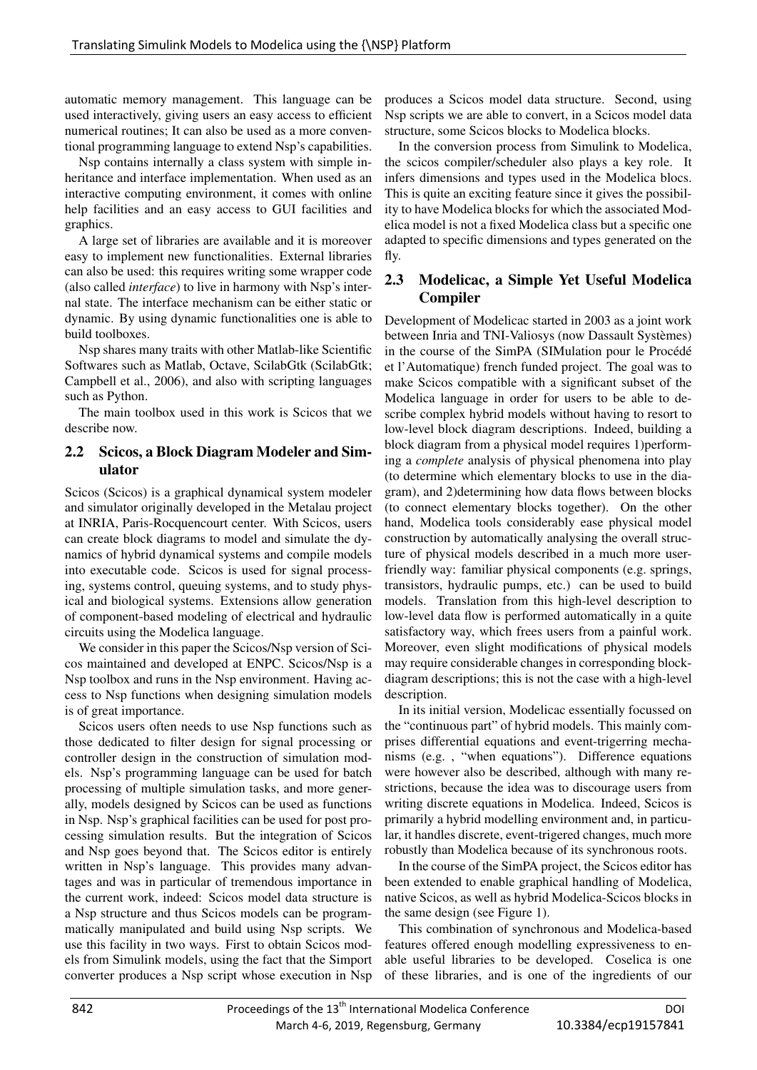automatic memory management. This language can be used interactively, giving users an easy access to efficient numerical routines; It can also be used as a more conventional programming language to extend Nsp's capabilities.

Nsp contains internally a class system with simple inheritance and interface implementation. When used as an interactive computing environment, it comes with online help facilities and an easy access to GUI facilities and graphics.

A large set of libraries are available and it is moreover easy to implement new functionalities. External libraries can also be used: this requires writing some wrapper code (also called *interface*) to live in harmony with Nsp's internal state. The interface mechanism can be either static or dynamic. By using dynamic functionalities one is able to build toolboxes.

Nsp shares many traits with other Matlab-like Scientific Softwares such as Matlab, Octave, ScilabGtk (ScilabGtk; Campbell et al., 2006), and also with scripting languages such as Python.

The main toolbox used in this work is Scicos that we describe now.

## 2.2 Scicos, a Block Diagram Modeler and Simulator

Scicos (Scicos) is a graphical dynamical system modeler and simulator originally developed in the Metalau project at INRIA, Paris-Rocquencourt center. With Scicos, users can create block diagrams to model and simulate the dynamics of hybrid dynamical systems and compile models into executable code. Scicos is used for signal processing, systems control, queuing systems, and to study physical and biological systems. Extensions allow generation of component-based modeling of electrical and hydraulic circuits using the Modelica language.

We consider in this paper the Scicos/Nsp version of Scicos maintained and developed at ENPC. Scicos/Nsp is a Nsp toolbox and runs in the Nsp environment. Having access to Nsp functions when designing simulation models is of great importance.

Scicos users often needs to use Nsp functions such as those dedicated to filter design for signal processing or controller design in the construction of simulation models. Nsp's programming language can be used for batch processing of multiple simulation tasks, and more generally, models designed by Scicos can be used as functions in Nsp. Nsp's graphical facilities can be used for post processing simulation results. But the integration of Scicos and Nsp goes beyond that. The Scicos editor is entirely written in Nsp's language. This provides many advantages and was in particular of tremendous importance in the current work, indeed: Scicos model data structure is a Nsp structure and thus Scicos models can be programmatically manipulated and build using Nsp scripts. We use this facility in two ways. First to obtain Scicos models from Simulink models, using the fact that the Simport converter produces a Nsp script whose execution in Nsp produces a Scicos model data structure. Second, using Nsp scripts we are able to convert, in a Scicos model data structure, some Scicos blocks to Modelica blocks.

In the conversion process from Simulink to Modelica, the scicos compiler/scheduler also plays a key role. It infers dimensions and types used in the Modelica blocs. This is quite an exciting feature since it gives the possibility to have Modelica blocks for which the associated Modelica model is not a fixed Modelica class but a specific one adapted to specific dimensions and types generated on the fly.

## 2.3 Modelicac, a Simple Yet Useful Modelica Compiler

Development of Modelicac started in 2003 as a joint work between Inria and TNI-Valiosys (now Dassault Systèmes) in the course of the SimPA (SIMulation pour le Procédé et l'Automatique) french funded project. The goal was to make Scicos compatible with a significant subset of the Modelica language in order for users to be able to describe complex hybrid models without having to resort to low-level block diagram descriptions. Indeed, building a block diagram from a physical model requires 1)performing a *complete* analysis of physical phenomena into play (to determine which elementary blocks to use in the diagram), and 2)determining how data flows between blocks (to connect elementary blocks together). On the other hand, Modelica tools considerably ease physical model construction by automatically analysing the overall structure of physical models described in a much more user-friendly way: familiar physical components (e.g. springs, transistors, hydraulic pumps, etc.) can be used to build models. Translation from this high-level description to low-level data flow is performed automatically in a quite satisfactory way, which frees users from a painful work. Moreover, even slight modifications of physical models may require considerable changes in corresponding block-diagram descriptions; this is not the case with a high-level description.

In its initial version, Modelicac essentially focussed on the "continuous part" of hybrid models. This mainly comprises differential equations and event-trigerring mechanisms (e.g. , "when equations"). Difference equations were however also be described, although with many restrictions, because the idea was to discourage users from writing discrete equations in Modelica. Indeed, Scicos is primarily a hybrid modelling environment and, in particular, it handles discrete, event-trigered changes, much more robustly than Modelica because of its synchronous roots.

In the course of the SimPA project, the Scicos editor has been extended to enable graphical handling of Modelica, native Scicos, as well as hybrid Modelica-Scicos blocks in the same design (see Figure 1).

This combination of synchronous and Modelica-based features offered enough modelling expressiveness to enable useful libraries to be developed. Coselica is one of these libraries, and is one of the ingredients of our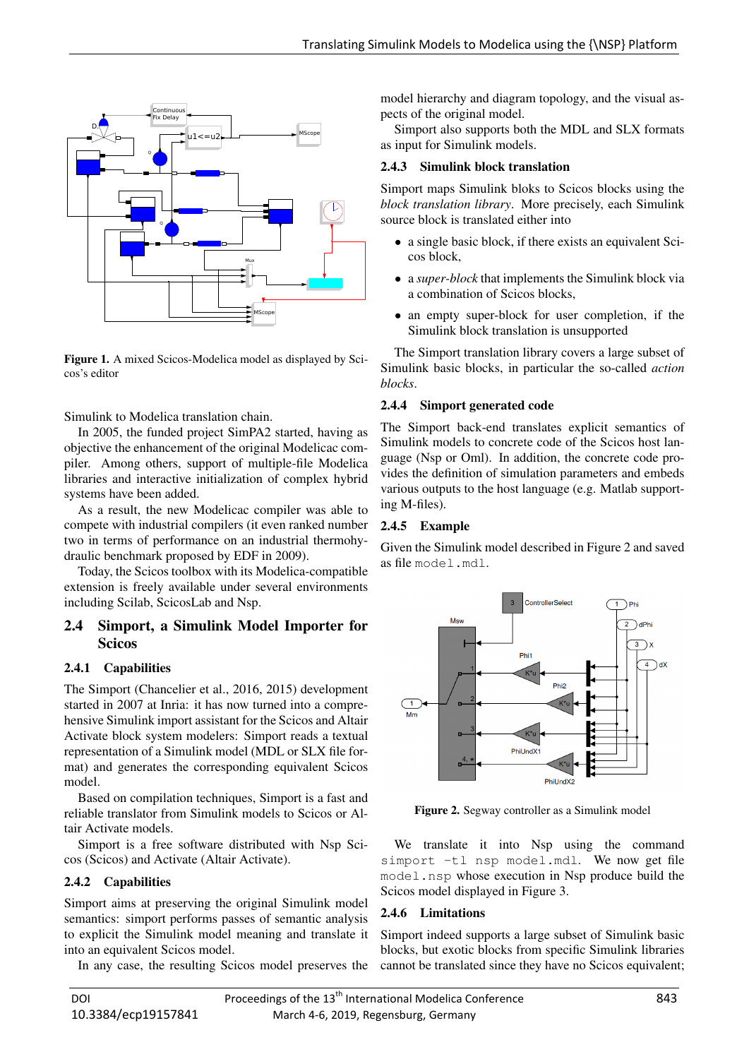Figure 1. A mixed Scicos-Modelica model as displayed by Scicos's editor

Simulink to Modelica translation chain.

In 2005, the funded project SimPA2 started, having as objective the enhancement of the original Modelicac compiler. Among others, support of multiple-file Modelica libraries and interactive initialization of complex hybrid systems have been added.

As a result, the new Modelicac compiler was able to compete with industrial compilers (it even ranked number two in terms of performance on an industrial thermohydraulic benchmark proposed by EDF in 2009).

Today, the Scicos toolbox with its Modelica-compatible extension is freely available under several environments including Scilab, ScicosLab and Nsp.

## 2.4 Simport, a Simulink Model Importer for Scicos

### 2.4.1 Capabilities

The Simport (Chancelier et al., 2016, 2015) development started in 2007 at Inria: it has now turned into a comprehensive Simulink import assistant for the Scicos and Altair Activate block system modelers: Simport reads a textual representation of a Simulink model (MDL or SLX file format) and generates the corresponding equivalent Scicos model.

Based on compilation techniques, Simport is a fast and reliable translator from Simulink models to Scicos or Altair Activate models.

Simport is a free software distributed with Nsp Scicos (Scicos) and Activate (Altair Activate).

### 2.4.2 Capabilities

Simport aims at preserving the original Simulink model semantics: simport performs passes of semantic analysis to explicit the Simulink model meaning and translate it into an equivalent Scicos model.

In any case, the resulting Scicos model preserves the model hierarchy and diagram topology, and the visual aspects of the original model.

Simport also supports both the MDL and SLX formats as input for Simulink models.

### 2.4.3 Simulink block translation

Simport maps Simulink bloks to Scicos blocks using the *block translation library*. More precisely, each Simulink source block is translated either into

- a single basic block, if there exists an equivalent Scicos block,
- a *super-block* that implements the Simulink block via a combination of Scicos blocks,
- an empty super-block for user completion, if the Simulink block translation is unsupported

The Simport translation library covers a large subset of Simulink basic blocks, in particular the so-called *action blocks*.

### 2.4.4 Simport generated code

The Simport back-end translates explicit semantics of Simulink models to concrete code of the Scicos host language (Nsp or Oml). In addition, the concrete code provides the definition of simulation parameters and embeds various outputs to the host language (e.g. Matlab supporting M-files).

### 2.4.5 Example

Given the Simulink model described in Figure 2 and saved as file `model.mdl`.

Figure 2. Segway controller as a Simulink model

We translate it into Nsp using the command `simport -tl nsp model.mdl`. We now get file `model.nsp` whose execution in Nsp produce build the Scicos model displayed in Figure 3.

### 2.4.6 Limitations

Simport indeed supports a large subset of Simulink basic blocks, but exotic blocks from specific Simulink libraries cannot be translated since they have no Scicos equivalent;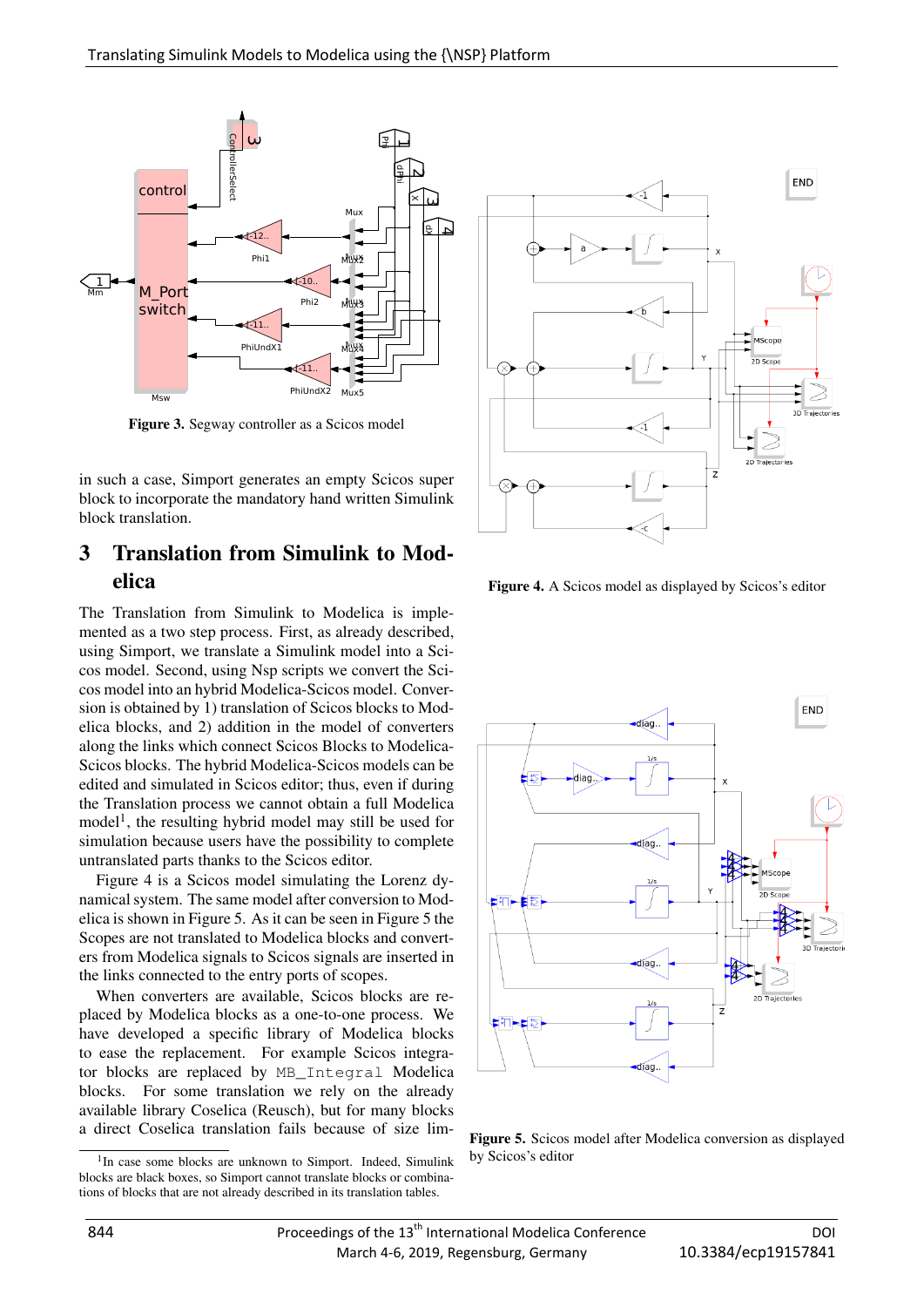**Figure 3.** Segway controller as a Scicos model

in such a case, Simport generates an empty Scicos super block to incorporate the mandatory hand written Simulink block translation.

## 3 Translation from Simulink to Modelica

The Translation from Simulink to Modelica is implemented as a two step process. First, as already described, using Simport, we translate a Simulink model into a Scicos model. Second, using Nsp scripts we convert the Scicos model into an hybrid Modelica-Scicos model. Conversion is obtained by 1) translation of Scicos blocks to Modelica blocks, and 2) addition in the model of converters along the links which connect Scicos Blocks to Modelica-Scicos blocks. The hybrid Modelica-Scicos models can be edited and simulated in Scicos editor; thus, even if during the Translation process we cannot obtain a full Modelica model[1], the resulting hybrid model may still be used for simulation because users have the possibility to complete untranslated parts thanks to the Scicos editor.

Figure 4 is a Scicos model simulating the Lorenz dynamical system. The same model after conversion to Modelica is shown in Figure 5. As it can be seen in Figure 5 the Scopes are not translated to Modelica blocks and converters from Modelica signals to Scicos signals are inserted in the links connected to the entry ports of scopes.

When converters are available, Scicos blocks are replaced by Modelica blocks as a one-to-one process. We have developed a specific library of Modelica blocks to ease the replacement. For example Scicos integrator blocks are replaced by `MB_Integral` Modelica blocks. For some translation we rely on the already available library Coselica (Reusch), but for many blocks a direct Coselica translation fails because of size lim-

[1] In case some blocks are unknown to Simport. Indeed, Simulink blocks are black boxes, so Simport cannot translate blocks or combinations of blocks that are not already described in its translation tables.

**Figure 4.** A Scicos model as displayed by Scicos's editor

**Figure 5.** Scicos model after Modelica conversion as displayed by Scicos's editor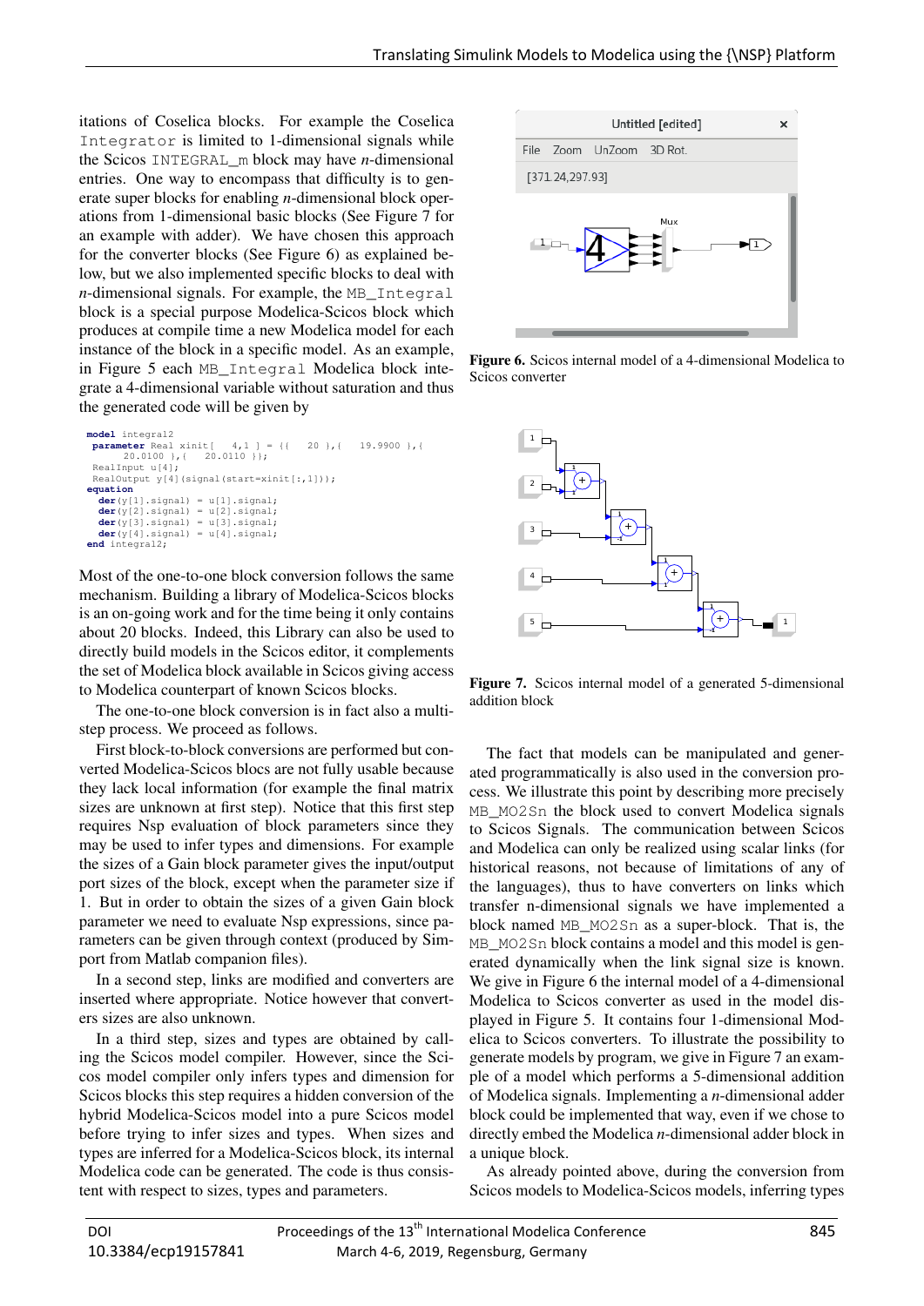itations of Coselica blocks. For example the Coselica `Integrator` is limited to 1-dimensional signals while the Scicos `INTEGRAL_m` block may have *n*-dimensional entries. One way to encompass that difficulty is to generate super blocks for enabling *n*-dimensional block operations from 1-dimensional basic blocks (See Figure 7 for an example with adder). We have chosen this approach for the converter blocks (See Figure 6) as explained below, but we also implemented specific blocks to deal with *n*-dimensional signals. For example, the `MB_Integral` block is a special purpose Modelica-Scicos block which produces at compile time a new Modelica model for each instance of the block in a specific model. As an example, in Figure 5 each `MB_Integral` Modelica block integrate a 4-dimensional variable without saturation and thus the generated code will be given by

```
model integral2
 parameter Real xinit[  4,1 ] = {{   20 },{   19.9900 },{
      20.0100 },{   20.0110 }};
 RealInput u[4];
 RealOutput y[4](signal(start=xinit[:,1]));
equation
  der(y[1].signal) = u[1].signal;
  der(y[2].signal) = u[2].signal;
  der(y[3].signal) = u[3].signal;
  der(y[4].signal) = u[4].signal;
end integral2;
```

Most of the one-to-one block conversion follows the same mechanism. Building a library of Modelica-Scicos blocks is an on-going work and for the time being it only contains about 20 blocks. Indeed, this Library can also be used to directly build models in the Scicos editor, it complements the set of Modelica block available in Scicos giving access to Modelica counterpart of known Scicos blocks.

The one-to-one block conversion is in fact also a multi-step process. We proceed as follows.

First block-to-block conversions are performed but converted Modelica-Scicos blocs are not fully usable because they lack local information (for example the final matrix sizes are unknown at first step). Notice that this first step requires Nsp evaluation of block parameters since they may be used to infer types and dimensions. For example the sizes of a Gain block parameter gives the input/output port sizes of the block, except when the parameter size if 1. But in order to obtain the sizes of a given Gain block parameter we need to evaluate Nsp expressions, since parameters can be given through context (produced by Simport from Matlab companion files).

In a second step, links are modified and converters are inserted where appropriate. Notice however that converters sizes are also unknown.

In a third step, sizes and types are obtained by calling the Scicos model compiler. However, since the Scicos model compiler only infers types and dimension for Scicos blocks this step requires a hidden conversion of the hybrid Modelica-Scicos model into a pure Scicos model before trying to infer sizes and types. When sizes and types are inferred for a Modelica-Scicos block, its internal Modelica code can be generated. The code is thus consistent with respect to sizes, types and parameters.

**Figure 6.** Scicos internal model of a 4-dimensional Modelica to Scicos converter

**Figure 7.** Scicos internal model of a generated 5-dimensional addition block

The fact that models can be manipulated and generated programmatically is also used in the conversion process. We illustrate this point by describing more precisely `MB_MO2Sn` the block used to convert Modelica signals to Scicos Signals. The communication between Scicos and Modelica can only be realized using scalar links (for historical reasons, not because of limitations of any of the languages), thus to have converters on links which transfer n-dimensional signals we have implemented a block named `MB_MO2Sn` as a super-block. That is, the `MB_MO2Sn` block contains a model and this model is generated dynamically when the link signal size is known. We give in Figure 6 the internal model of a 4-dimensional Modelica to Scicos converter as used in the model displayed in Figure 5. It contains four 1-dimensional Modelica to Scicos converters. To illustrate the possibility to generate models by program, we give in Figure 7 an example of a model which performs a 5-dimensional addition of Modelica signals. Implementing a *n*-dimensional adder block could be implemented that way, even if we chose to directly embed the Modelica *n*-dimensional adder block in a unique block.

As already pointed above, during the conversion from Scicos models to Modelica-Scicos models, inferring types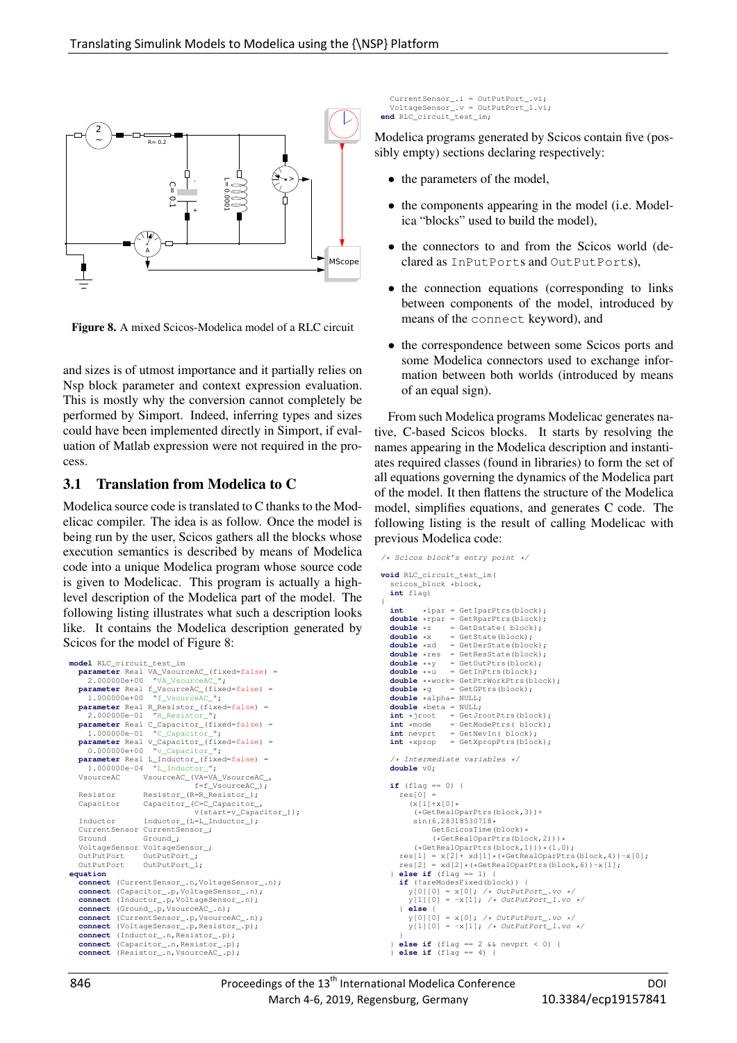Figure 8. A mixed Scicos-Modelica model of a RLC circuit

and sizes is of utmost importance and it partially relies on Nsp block parameter and context expression evaluation. This is mostly why the conversion cannot completely be performed by Simport. Indeed, inferring types and sizes could have been implemented directly in Simport, if evaluation of Matlab expression were not required in the process.

## 3.1 Translation from Modelica to C

Modelica source code is translated to C thanks to the Modelicac compiler. The idea is as follow. Once the model is being run by the user, Scicos gathers all the blocks whose execution semantics is described by means of Modelica code into a unique Modelica program whose source code is given to Modelicac. This program is actually a high-level description of the Modelica part of the model. The following listing illustrates what such a description looks like. It contains the Modelica description generated by Scicos for the model of Figure 8:

```
model RLC_circuit_test_im
  parameter Real VA_VsourceAC_(fixed=false) =
    2.000000e+00  "VA_VsourceAC_";
  parameter Real f_VsourceAC_(fixed=false) =
    1.000000e+00  "f_VsourceAC_";
  parameter Real R_Resistor_(fixed=false) =
    2.000000e-01  "R_Resistor_";
  parameter Real C_Capacitor_(fixed=false) =
    1.000000e-01  "C_Capacitor_";
  parameter Real v_Capacitor_(fixed=false) =
    0.000000e+00  "v_Capacitor_";
  parameter Real L_Inductor_(fixed=false) =
    1.000000e-04  "L_Inductor_";
  VsourceAC     VsourceAC_(VA=VA_VsourceAC_,
                           f=f_VsourceAC_);
  Resistor      Resistor_(R=R_Resistor_);
  Capacitor     Capacitor_(C=C_Capacitor_,
                           v(start=v_Capacitor_));
  Inductor      Inductor_(L=L_Inductor_);
  CurrentSensor CurrentSensor_;
  Ground        Ground_;
  VoltageSensor VoltageSensor_;
  OutPutPort    OutPutPort_;
  OutPutPort    OutPutPort_1;
equation
  connect (CurrentSensor_.n,VoltageSensor_.n);
  connect (Capacitor_.p,VoltageSensor_.n);
  connect (Inductor_.p,VoltageSensor_.n);
  connect (Ground_.p,VsourceAC_.n);
  connect (CurrentSensor_.p,VsourceAC_.n);
  connect (VoltageSensor_.p,Resistor_.p);
  connect (Inductor_.n,Resistor_.p);
  connect (Capacitor_.n,Resistor_.p);
  connect (Resistor_.n,VsourceAC_.p);
  CurrentSensor_.i = OutPutPort_.vi;
  VoltageSensor_.v = OutPutPort_1.vi;
end RLC_circuit_test_im;
```

Modelica programs generated by Scicos contain five (possibly empty) sections declaring respectively:

- the parameters of the model,
- the components appearing in the model (i.e. Modelica "blocks" used to build the model),
- the connectors to and from the Scicos world (declared as `InPutPort`s and `OutPutPort`s),
- the connection equations (corresponding to links between components of the model, introduced by means of the `connect` keyword), and
- the correspondence between some Scicos ports and some Modelica connectors used to exchange information between both worlds (introduced by means of an equal sign).

From such Modelica programs Modelicac generates native, C-based Scicos blocks. It starts by resolving the names appearing in the Modelica description and instantiates required classes (found in libraries) to form the set of all equations governing the dynamics of the Modelica part of the model. It then flattens the structure of the Modelica model, simplifies equations, and generates C code. The following listing is the result of calling Modelicac with previous Modelica code:

```
/* Scicos block's entry point */

void RLC_circuit_test_im(
  scicos_block *block,
  int flag)
{
  int     *ipar  = GetIparPtrs(block);
  double  *rpar  = GetRparPtrs(block);
  double  *z     = GetDstate( block);
  double  *x     = GetState(block);
  double  *xd    = GetDerState(block);
  double  *res   = GetResState(block);
  double  **y    = GetOutPtrs(block);
  double  **u    = GetInPtrs(block);
  double  **work= GetPtrWorkPtrs(block);
  double  *g     = GetGPtrs(block);
  double  *alpha= NULL;
  double  *beta  = NULL;
  int     *jroot = GetJrootPtrs(block);
  int     *mode  = GetModePtrs( block);
  int     nevprt = GetNevIn( block);
  int     *xprop = GetXpropPtrs(block);

  /* Intermediate variables */
  double v0;

  if (flag == 0) {
    res[0] =
      (x[1]+x[0]*
       (*GetRealOparPtrs(block,3))+
       sin(6.28318530718*
         GetScicosTime(block)*
         (*GetRealOparPtrs(block,2)))*
       (*GetRealOparPtrs(block,1)))*(1.0);
    res[1] = x[2]+ xd[1]*(*GetRealOparPtrs(block,4))-x[0];
    res[2] = xd[2]*(*GetRealOparPtrs(block,6))-x[1];
  } else if (flag == 1) {
    if (!areModesFixed(block)) {
      y[0][0] = x[0]; /* OutPutPort_.vo */
      y[1][0] = -x[1]; /* OutPutPort_1.vo */
    } else {
      y[0][0] = x[0]; /* OutPutPort_.vo */
      y[1][0] = -x[1]; /* OutPutPort_1.vo */
    }
  } else if (flag == 2 && nevprt < 0) {
  } else if (flag == 4) {
```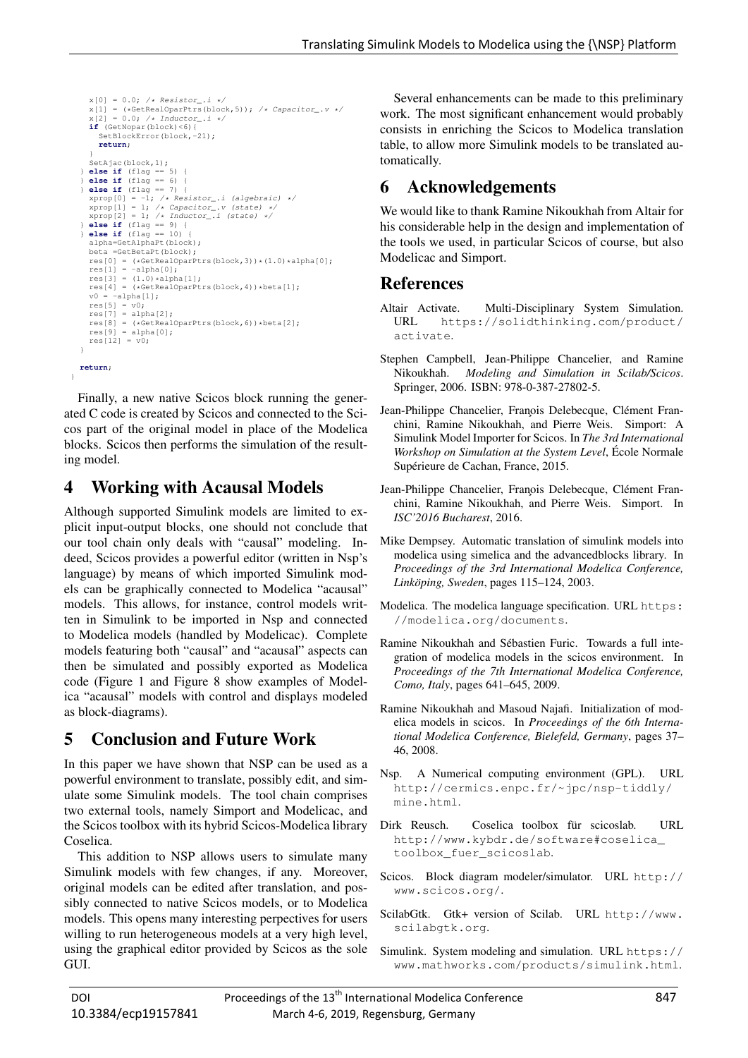```
    x[0] = 0.0; /* Resistor_.i */
    x[1] = (*GetRealOparPtrs(block,5)); /* Capacitor_.v */
    x[2] = 0.0; /* Inductor_.i */
    if (GetNopar(block)<6){
      SetBlockError(block,-21);
      return;
    }
    SetAjac(block,1);
  } else if (flag == 5) {
  } else if (flag == 6) {
  } else if (flag == 7) {
    xprop[0] = -1; /* Resistor_.i (algebraic) */
    xprop[1] = 1; /* Capacitor_.v (state) */
    xprop[2] = 1; /* Inductor_.i (state) */
  } else if (flag == 9) {
  } else if (flag == 10) {
    alpha=GetAlphaPt(block);
    beta =GetBetaPt(block);
    res[0] = (*GetRealOparPtrs(block,3))*(1.0)*alpha[0];
    res[1] = -alpha[0];
    res[3] = (1.0)*alpha[1];
    res[4] = (*GetRealOparPtrs(block,4))*beta[1];
    v0 = -alpha[1];
    res[5] = v0;
    res[7] = alpha[2];
    res[8] = (*GetRealOparPtrs(block,6))*beta[2];
    res[9] = alpha[0];
    res[12] = v0;
  }

  return;
}
```

Finally, a new native Scicos block running the generated C code is created by Scicos and connected to the Scicos part of the original model in place of the Modelica blocks. Scicos then performs the simulation of the resulting model.

## 4 Working with Acausal Models

Although supported Simulink models are limited to explicit input-output blocks, one should not conclude that our tool chain only deals with "causal" modeling. Indeed, Scicos provides a powerful editor (written in Nsp's language) by means of which imported Simulink models can be graphically connected to Modelica "acausal" models. This allows, for instance, control models written in Simulink to be imported in Nsp and connected to Modelica models (handled by Modelicac). Complete models featuring both "causal" and "acausal" aspects can then be simulated and possibly exported as Modelica code (Figure 1 and Figure 8 show examples of Modelica "acausal" models with control and displays modeled as block-diagrams).

## 5 Conclusion and Future Work

In this paper we have shown that NSP can be used as a powerful environment to translate, possibly edit, and simulate some Simulink models. The tool chain comprises two external tools, namely Simport and Modelicac, and the Scicos toolbox with its hybrid Scicos-Modelica library Coselica.

This addition to NSP allows users to simulate many Simulink models with few changes, if any. Moreover, original models can be edited after translation, and possibly connected to native Scicos models, or to Modelica models. This opens many interesting perpectives for users willing to run heterogeneous models at a very high level, using the graphical editor provided by Scicos as the sole GUI.

Several enhancements can be made to this preliminary work. The most significant enhancement would probably consists in enriching the Scicos to Modelica translation table, to allow more Simulink models to be translated automatically.

## 6 Acknowledgements

We would like to thank Ramine Nikoukhah from Altair for his considerable help in the design and implementation of the tools we used, in particular Scicos of course, but also Modelicac and Simport.

## References

Altair Activate. Multi-Disciplinary System Simulation. URL https://solidthinking.com/product/activate.

Stephen Campbell, Jean-Philippe Chancelier, and Ramine Nikoukhah. *Modeling and Simulation in Scilab/Scicos*. Springer, 2006. ISBN: 978-0-387-27802-5.

Jean-Philippe Chancelier, Franņois Delebecque, Clément Franchini, Ramine Nikoukhah, and Pierre Weis. Simport: A Simulink Model Importer for Scicos. In *The 3rd International Workshop on Simulation at the System Level*, École Normale Supérieure de Cachan, France, 2015.

Jean-Philippe Chancelier, Franņois Delebecque, Clément Franchini, Ramine Nikoukhah, and Pierre Weis. Simport. In *ISC'2016 Bucharest*, 2016.

Mike Dempsey. Automatic translation of simulink models into modelica using simelica and the advancedblocks library. In *Proceedings of the 3rd International Modelica Conference, Linköping, Sweden*, pages 115–124, 2003.

Modelica. The modelica language specification. URL https://modelica.org/documents.

Ramine Nikoukhah and Sébastien Furic. Towards a full integration of modelica models in the scicos environment. In *Proceedings of the 7th International Modelica Conference, Como, Italy*, pages 641–645, 2009.

Ramine Nikoukhah and Masoud Najafi. Initialization of modelica models in scicos. In *Proceedings of the 6th International Modelica Conference, Bielefeld, Germany*, pages 37–46, 2008.

Nsp. A Numerical computing environment (GPL). URL http://cermics.enpc.fr/~jpc/nsp-tiddly/mine.html.

Dirk Reusch. Coselica toolbox für scicoslab. URL http://www.kybdr.de/software#coselica_toolbox_fuer_scicoslab.

Scicos. Block diagram modeler/simulator. URL http://www.scicos.org/.

ScilabGtk. Gtk+ version of Scilab. URL http://www.scilabgtk.org.

Simulink. System modeling and simulation. URL https://www.mathworks.com/products/simulink.html.